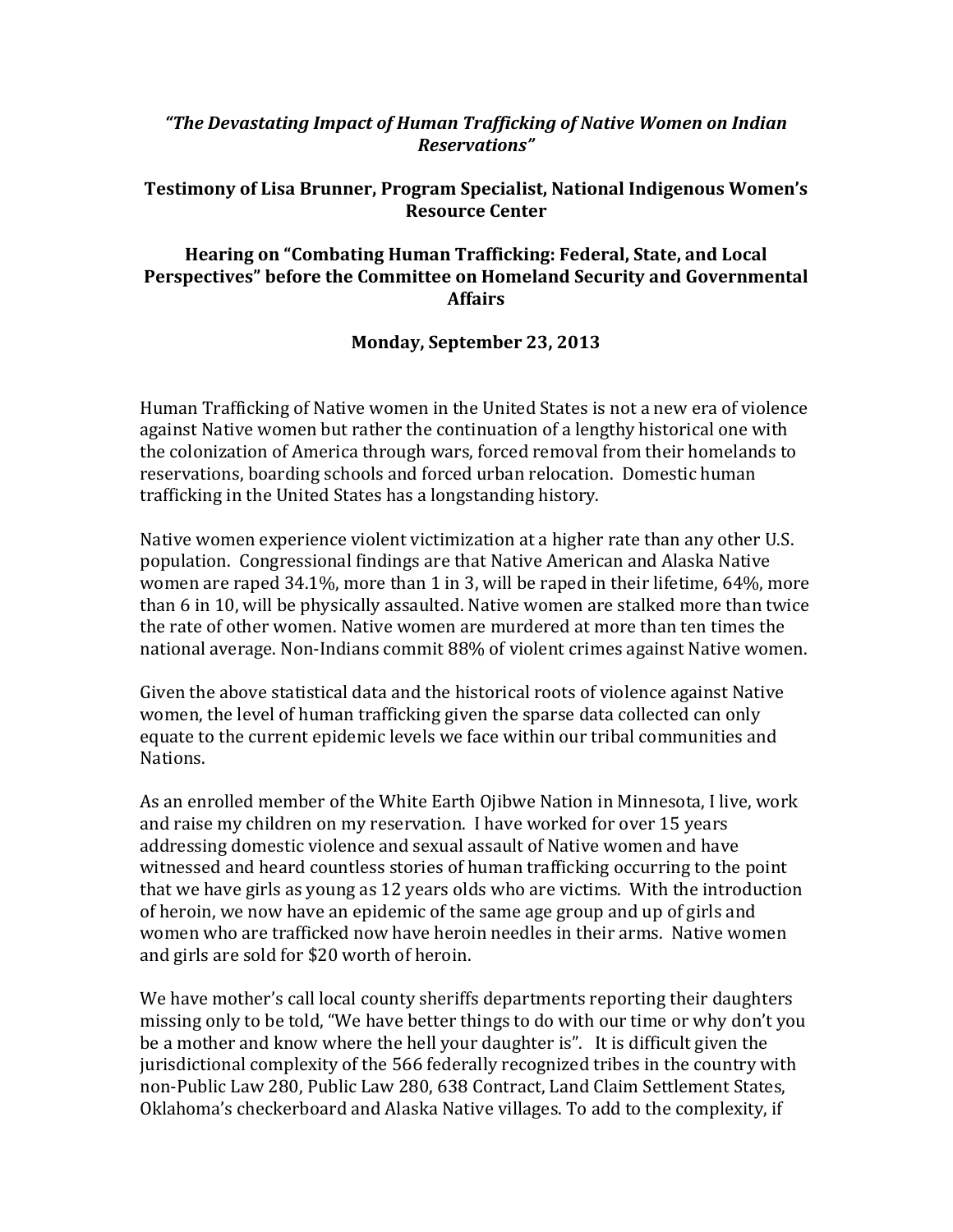### *"The Devastating Impact of Human Trafficking of Native Women on Indian Reservations"*

### Testimony of Lisa Brunner, Program Specialist, National Indigenous Women's Resource Center

### Hearing on "Combating Human Trafficking: Federal, State, and Local Perspectives" before the Committee on Homeland Security and Governmental Affairs

### Monday, September 23, 2013

Human Trafficking of Native women in the United States is not a new era of violence against Native women but rather the continuation of a lengthy historical one with the colonization of America through wars, forced removal from their homelands to reservations, boarding schools and forced urban relocation. Domestic human trafficking in the United States has a longstanding history.

Native women experience violent victimization at a higher rate than any other U.S. population. Congressional findings are that Native American and Alaska Native women are raped 34.1%, more than 1 in 3, will be raped in their lifetime, 64%, more than 6 in 10, will be physically assaulted. Native women are stalked more than twice the rate of other women. Native women are murdered at more than ten times the national average. Non-Indians commit 88% of violent crimes against Native women.

Given the above statistical data and the historical roots of violence against Native women, the level of human trafficking given the sparse data collected can only equate to the current epidemic levels we face within our tribal communities and Nations.

As an enrolled member of the White Earth Ojibwe Nation in Minnesota, I live, work and raise my children on my reservation. I have worked for over 15 years addressing domestic violence and sexual assault of Native women and have witnessed and heard countless stories of human trafficking occurring to the point that we have girls as young as 12 years olds who are victims. With the introduction of heroin, we now have an epidemic of the same age group and up of girls and women who are trafficked now have heroin needles in their arms. Native women and girls are sold for $20 worth of heroin.

We have mother's call local county sheriffs departments reporting their daughters missing only to be told, "We have better things to do with our time or why don't you be a mother and know where the hell your daughter is". It is difficult given the jurisdictional complexity of the 566 federally recognized tribes in the country with non-Public Law 280, Public Law 280, 638 Contract, Land Claim Settlement States, Oklahoma's checkerboard and Alaska Native villages. To add to the complexity, if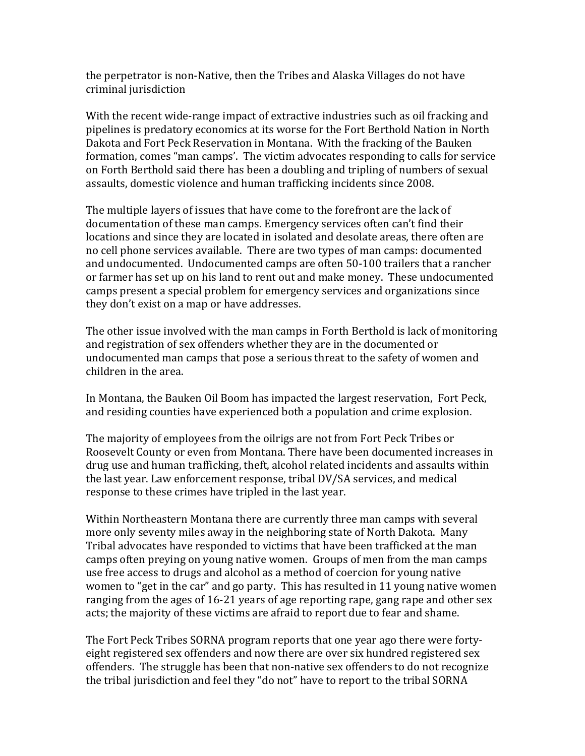the perpetrator is non-Native, then the Tribes and Alaska Villages do not have criminal jurisdiction

With the recent wide-range impact of extractive industries such as oil fracking and pipelines is predatory economics at its worse for the Fort Berthold Nation in North Dakota and Fort Peck Reservation in Montana. With the fracking of the Bauken formation, comes "man camps'. The victim advocates responding to calls for service on Forth Berthold said there has been a doubling and tripling of numbers of sexual assaults, domestic violence and human trafficking incidents since 2008.

The multiple layers of issues that have come to the forefront are the lack of documentation of these man camps. Emergency services often can't find their locations and since they are located in isolated and desolate areas, there often are no cell phone services available. There are two types of man camps: documented and undocumented. Undocumented camps are often 50-100 trailers that a rancher or farmer has set up on his land to rent out and make money. These undocumented camps present a special problem for emergency services and organizations since they don't exist on a map or have addresses.

The other issue involved with the man camps in Forth Berthold is lack of monitoring and registration of sex offenders whether they are in the documented or undocumented man camps that pose a serious threat to the safety of women and children in the area.

In Montana, the Bauken Oil Boom has impacted the largest reservation, Fort Peck, and residing counties have experienced both a population and crime explosion.

The majority of employees from the oilrigs are not from Fort Peck Tribes or Roosevelt County or even from Montana. There have been documented increases in drug use and human trafficking, theft, alcohol related incidents and assaults within the last year. Law enforcement response, tribal DV/SA services, and medical response to these crimes have tripled in the last year.

Within Northeastern Montana there are currently three man camps with several more only seventy miles away in the neighboring state of North Dakota. Many Tribal advocates have responded to victims that have been trafficked at the man camps often preying on young native women. Groups of men from the man camps use free access to drugs and alcohol as a method of coercion for young native women to "get in the car" and go party. This has resulted in 11 young native women ranging from the ages of 16-21 years of age reporting rape, gang rape and other sex acts; the majority of these victims are afraid to report due to fear and shame.

The Fort Peck Tribes SORNA program reports that one year ago there were forty-eight registered sex offenders and now there are over six hundred registered sex offenders. The struggle has been that non-native sex offenders to do not recognize the tribal jurisdiction and feel they "do not" have to report to the tribal SORNA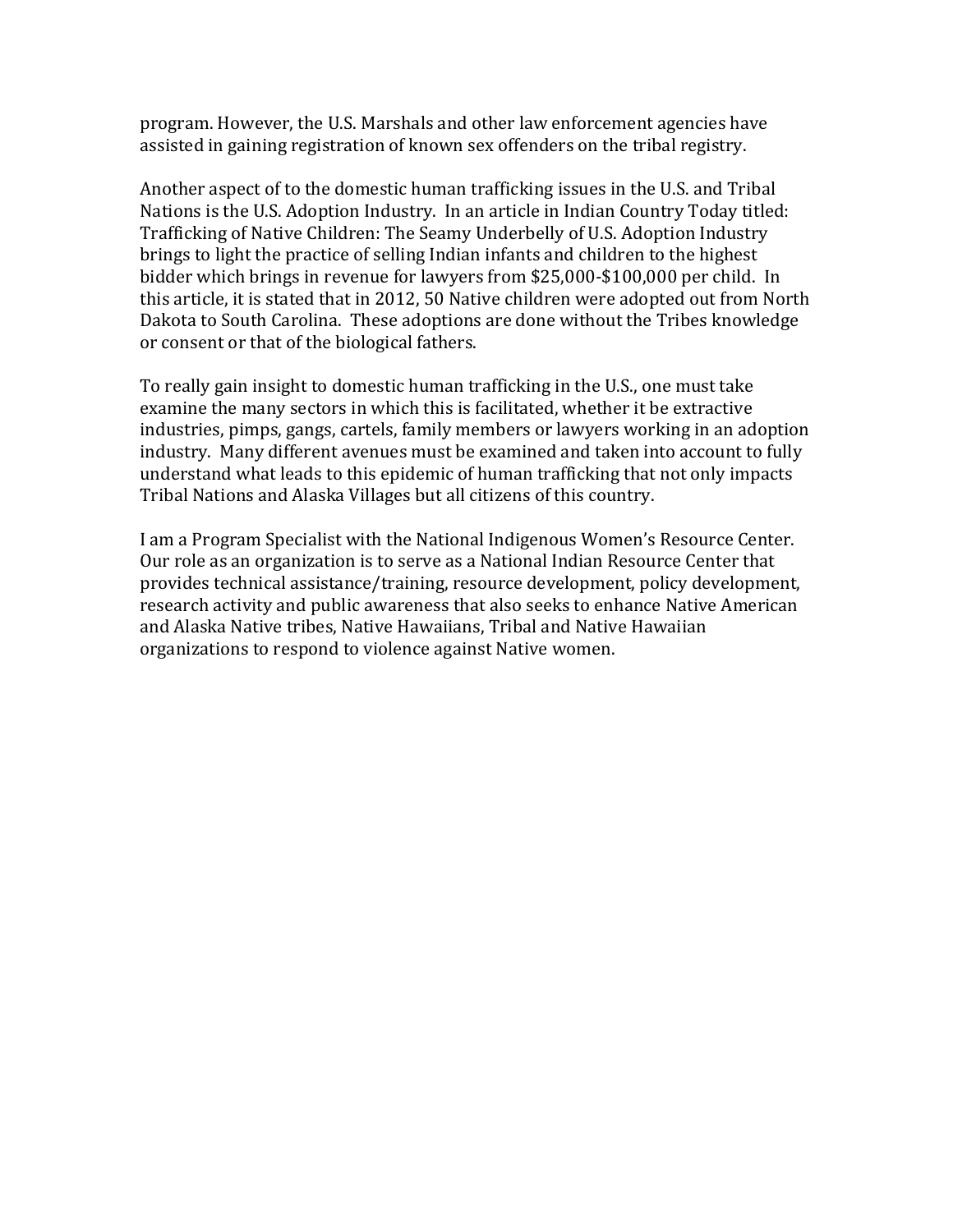program. However, the U.S. Marshals and other law enforcement agencies have assisted in gaining registration of known sex offenders on the tribal registry.

Another aspect of to the domestic human trafficking issues in the U.S. and Tribal Nations is the U.S. Adoption Industry. In an article in Indian Country Today titled: Trafficking of Native Children: The Seamy Underbelly of U.S. Adoption Industry brings to light the practice of selling Indian infants and children to the highest bidder which brings in revenue for lawyers from $25,000-$100,000 per child. In this article, it is stated that in 2012, 50 Native children were adopted out from North Dakota to South Carolina. These adoptions are done without the Tribes knowledge or consent or that of the biological fathers.

To really gain insight to domestic human trafficking in the U.S., one must take examine the many sectors in which this is facilitated, whether it be extractive industries, pimps, gangs, cartels, family members or lawyers working in an adoption industry. Many different avenues must be examined and taken into account to fully understand what leads to this epidemic of human trafficking that not only impacts Tribal Nations and Alaska Villages but all citizens of this country.

I am a Program Specialist with the National Indigenous Women's Resource Center. Our role as an organization is to serve as a National Indian Resource Center that provides technical assistance/training, resource development, policy development, research activity and public awareness that also seeks to enhance Native American and Alaska Native tribes, Native Hawaiians, Tribal and Native Hawaiian organizations to respond to violence against Native women.